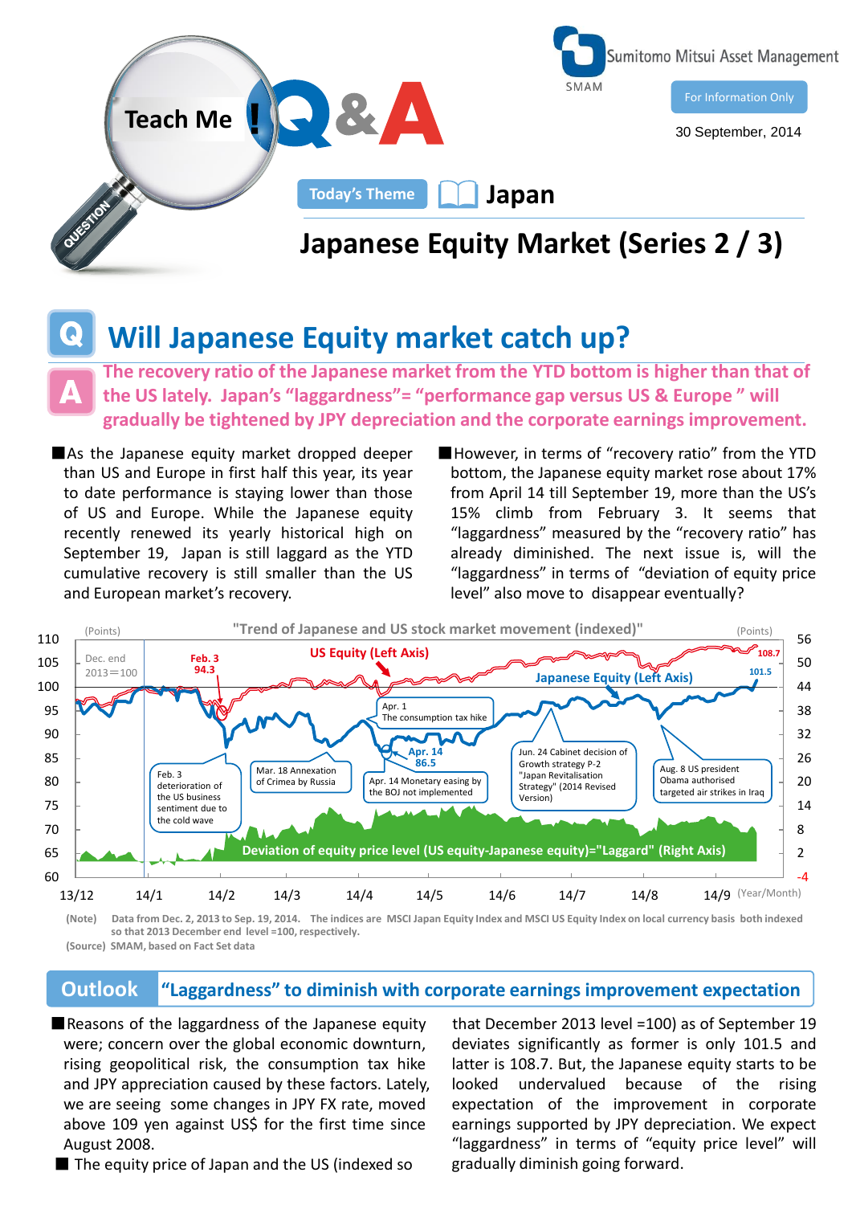Teach Me ! Q&A

Sumitomo Mitsui Asset Management

For Information Only

30 September, 2014

Today's Theme　Japan

# Japanese Equity Market (Series 2 / 3)

## Q Will Japanese Equity market catch up?

**A The recovery ratio of the Japanese market from the YTD bottom is higher than that of the US lately. Japan's "laggardness"= "performance gap versus US & Europe " will gradually be tightened by JPY depreciation and the corporate earnings improvement.**

■As the Japanese equity market dropped deeper than US and Europe in first half this year, its year to date performance is staying lower than those of US and Europe. While the Japanese equity recently renewed its yearly historical high on September 19, Japan is still laggard as the YTD cumulative recovery is still smaller than the US and European market's recovery.

■However, in terms of "recovery ratio" from the YTD bottom, the Japanese equity market rose about 17% from April 14 till September 19, more than the US's 15% climb from February 3. It seems that "laggardness" measured by the "recovery ratio" has already diminished. The next issue is, will the "laggardness" in terms of "deviation of equity price level" also move to disappear eventually?

**"Trend of Japanese and US stock market movement (indexed)"**

(Note) Data from Dec. 2, 2013 to Sep. 19, 2014. The indices are MSCI Japan Equity Index and MSCI US Equity Index on local currency basis both indexed so that 2013 December end level =100, respectively.

(Source) SMAM, based on Fact Set data

## Outlook "Laggardness" to diminish with corporate earnings improvement expectation

■Reasons of the laggardness of the Japanese equity were; concern over the global economic downturn, rising geopolitical risk, the consumption tax hike and JPY appreciation caused by these factors. Lately, we are seeing some changes in JPY FX rate, moved above 109 yen against US$ for the first time since August 2008.

■ The equity price of Japan and the US (indexed so that December 2013 level =100) as of September 19 deviates significantly as former is only 101.5 and latter is 108.7. But, the Japanese equity starts to be looked undervalued because of the rising expectation of the improvement in corporate earnings supported by JPY depreciation. We expect "laggardness" in terms of "equity price level" will gradually diminish going forward.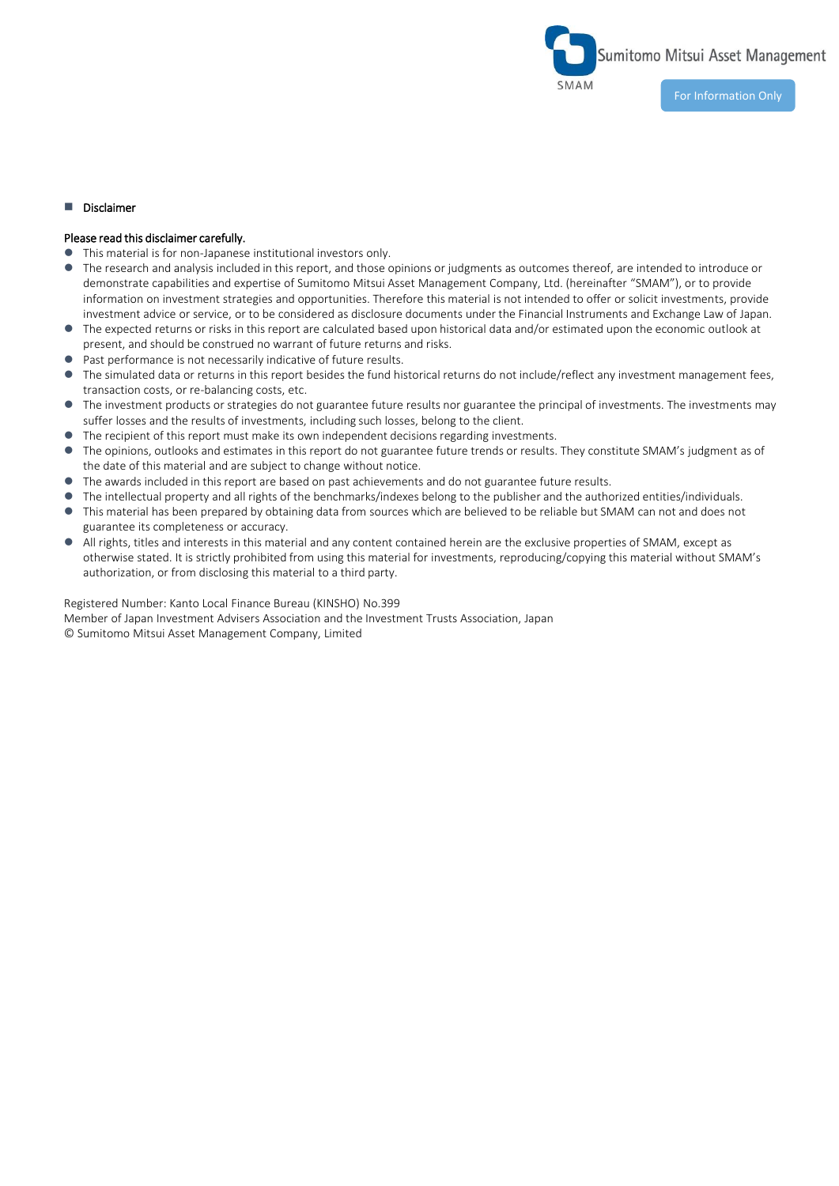Sumitomo Mitsui Asset Management

SMAM

For Information Only

## Disclaimer

**Please read this disclaimer carefully.**

- This material is for non-Japanese institutional investors only.
- The research and analysis included in this report, and those opinions or judgments as outcomes thereof, are intended to introduce or demonstrate capabilities and expertise of Sumitomo Mitsui Asset Management Company, Ltd. (hereinafter "SMAM"), or to provide information on investment strategies and opportunities. Therefore this material is not intended to offer or solicit investments, provide investment advice or service, or to be considered as disclosure documents under the Financial Instruments and Exchange Law of Japan.
- The expected returns or risks in this report are calculated based upon historical data and/or estimated upon the economic outlook at present, and should be construed no warrant of future returns and risks.
- Past performance is not necessarily indicative of future results.
- The simulated data or returns in this report besides the fund historical returns do not include/reflect any investment management fees, transaction costs, or re-balancing costs, etc.
- The investment products or strategies do not guarantee future results nor guarantee the principal of investments. The investments may suffer losses and the results of investments, including such losses, belong to the client.
- The recipient of this report must make its own independent decisions regarding investments.
- The opinions, outlooks and estimates in this report do not guarantee future trends or results. They constitute SMAM's judgment as of the date of this material and are subject to change without notice.
- The awards included in this report are based on past achievements and do not guarantee future results.
- The intellectual property and all rights of the benchmarks/indexes belong to the publisher and the authorized entities/individuals.
- This material has been prepared by obtaining data from sources which are believed to be reliable but SMAM can not and does not guarantee its completeness or accuracy.
- All rights, titles and interests in this material and any content contained herein are the exclusive properties of SMAM, except as otherwise stated. It is strictly prohibited from using this material for investments, reproducing/copying this material without SMAM's authorization, or from disclosing this material to a third party.

Registered Number: Kanto Local Finance Bureau (KINSHO) No.399
Member of Japan Investment Advisers Association and the Investment Trusts Association, Japan
© Sumitomo Mitsui Asset Management Company, Limited